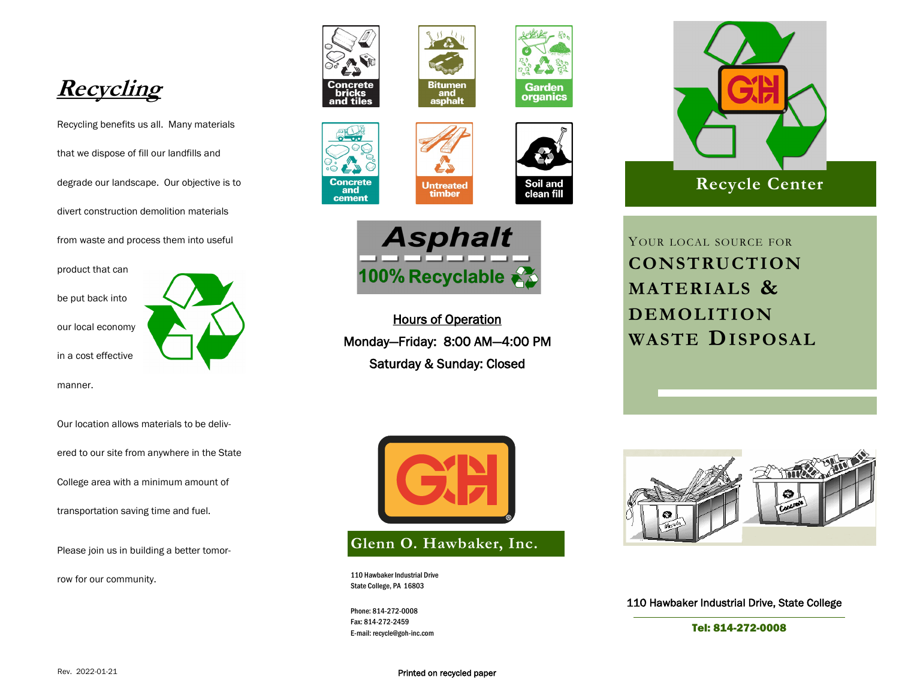# *Recycling*

Recycling benefits us all. Many materials that we dispose of fill our landfills and degrade our landscape. Our objective is to divert construction demolition materials from waste and process them into useful product that can be put back into our local economy in a cost effective manner.

Our location allows materials to be delivered to our site from anywhere in the State College area with a minimum amount of transportation saving time and fuel.

Please join us in building a better tomorrow for our community.

Rev. 2022-01-21

Concrete bricks and tiles

Bitumen and asphalt

Garden organics

Concrete and cement

Untreated timber

Soil and clean fill

**Asphalt**

**100% Recyclable**

<u>Hours of Operation</u>

Monday—Friday: 8:00 AM—4:00 PM

Saturday & Sunday: Closed

GOH

## Glenn O. Hawbaker, Inc.

110 Hawbaker Industrial Drive
State College, PA 16803

Phone: 814-272-0008
Fax: 814-272-2459
E-mail: recycle@goh-inc.com

Printed on recycled paper

GOH

## Recycle Center

YOUR LOCAL SOURCE FOR **CONSTRUCTION MATERIALS & DEMOLITION WASTE DISPOSAL**

110 Hawbaker Industrial Drive, State College

**Tel: 814-272-0008**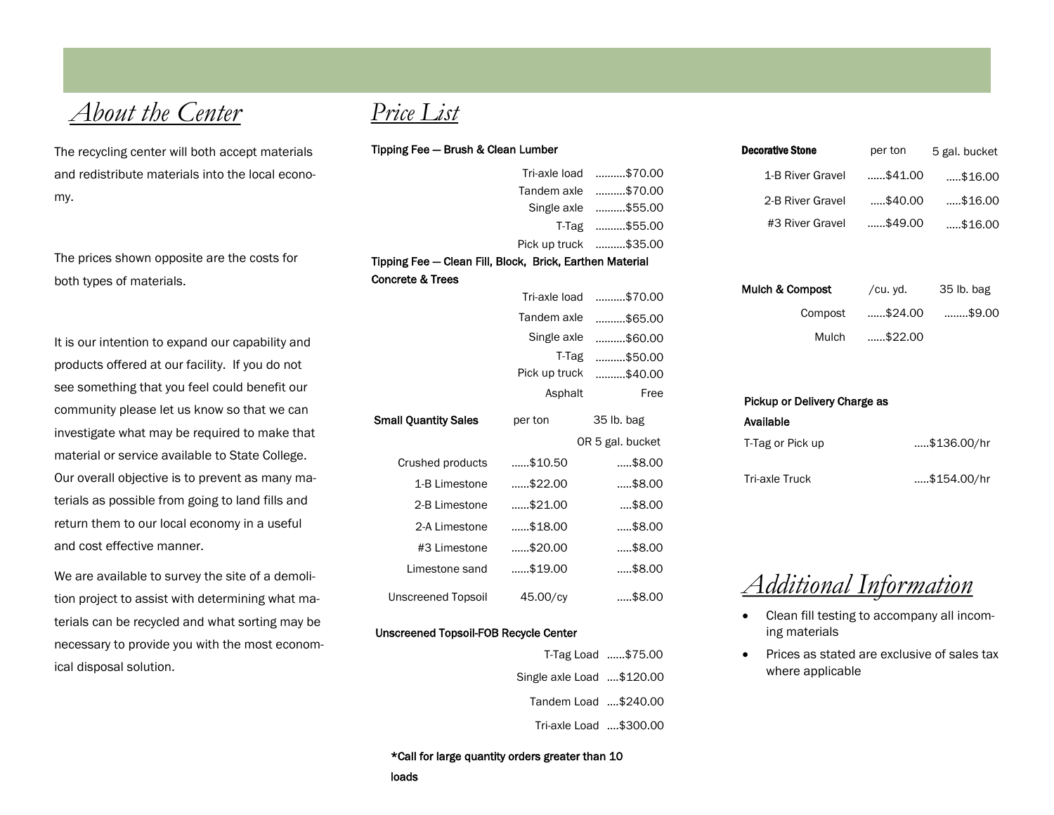# *About the Center*

The recycling center will both accept materials and redistribute materials into the local economy.

The prices shown opposite are the costs for both types of materials.

It is our intention to expand our capability and products offered at our facility.  If you do not see something that you feel could benefit our community please let us know so that we can investigate what may be required to make that material or service available to State College. Our overall objective is to prevent as many materials as possible from going to land fills and return them to our local economy in a useful and cost effective manner.

We are available to survey the site of a demolition project to assist with determining what materials can be recycled and what sorting may be necessary to provide you with the most economical disposal solution.

# *Price List*

**Tipping Fee — Brush & Clean Lumber**

| | |
|---|---|
| Tri-axle load | ..........$70.00 |
| Tandem axle | ..........$70.00 |
| Single axle | ..........$55.00 |
| T-Tag | ..........$55.00 |
| Pick up truck | ..........$35.00 |

**Tipping Fee — Clean Fill, Block, Brick, Earthen Material Concrete & Trees**

| | |
|---|---|
| Tri-axle load | ..........$70.00 |
| Tandem axle | ..........$65.00 |
| Single axle | ..........$60.00 |
| T-Tag | ..........$50.00 |
| Pick up truck | ..........$40.00 |
| Asphalt | Free |

| **Small Quantity Sales** | per ton | 35 lb. bag OR 5 gal. bucket |
|---|---|---|
| Crushed products | ......$10.50 | .....$8.00 |
| 1-B Limestone | ......$22.00 | .....$8.00 |
| 2-B Limestone | ......$21.00 | ....$8.00 |
| 2-A Limestone | ......$18.00 | .....$8.00 |
| #3 Limestone | ......$20.00 | .....$8.00 |
| Limestone sand | ......$19.00 | .....$8.00 |
| Unscreened Topsoil | 45.00/cy | .....$8.00 |

**Unscreened Topsoil-FOB Recycle Center**

| | |
|---|---|
| T-Tag Load | ......$75.00 |
| Single axle Load | ....$120.00 |
| Tandem Load | ....$240.00 |
| Tri-axle Load | ....$300.00 |

**\*Call for large quantity orders greater than 10 loads**

| **Decorative Stone** | per ton | 5 gal. bucket |
|---|---|---|
| 1-B River Gravel | ......$41.00 | .....$16.00 |
| 2-B River Gravel | .....$40.00 | .....$16.00 |
| #3 River Gravel | ......$49.00 | .....$16.00 |

| **Mulch & Compost** | /cu. yd. | 35 lb. bag |
|---|---|---|
| Compost | ......$24.00 | ........$9.00 |
| Mulch | ......$22.00 | |

**Pickup or Delivery Charge as Available**

| | |
|---|---|
| T-Tag or Pick up | .....$136.00/hr |
| Tri-axle Truck | .....$154.00/hr |

# *Additional Information*

- Clean fill testing to accompany all incoming materials
- Prices as stated are exclusive of sales tax where applicable